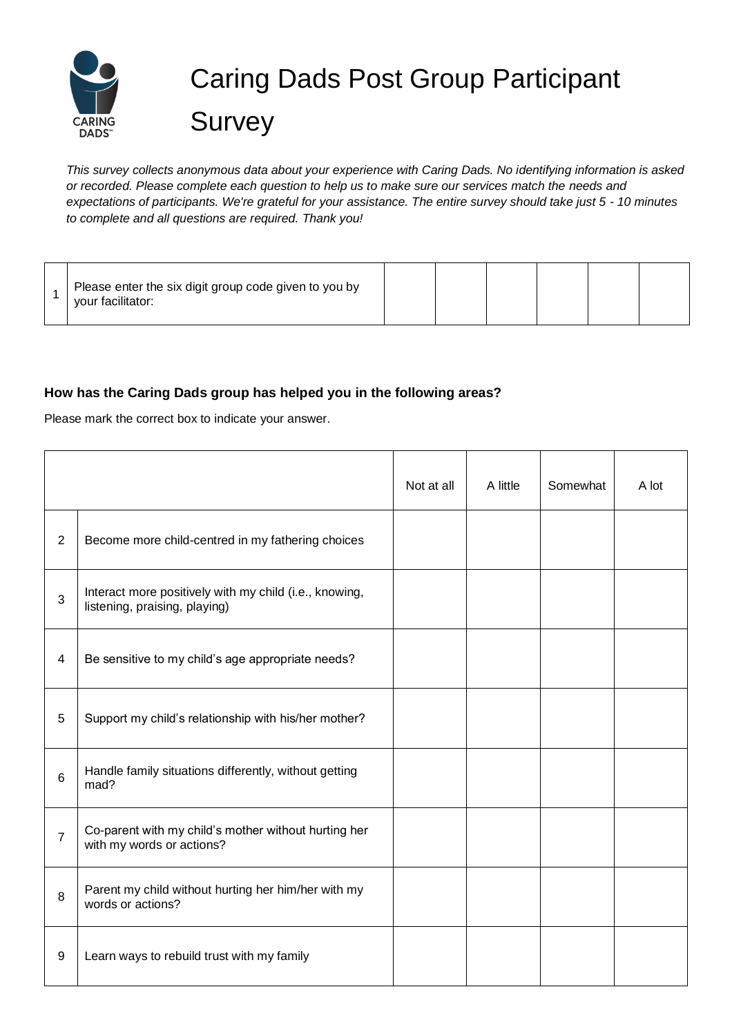# Caring Dads Post Group Participant Survey

*This survey collects anonymous data about your experience with Caring Dads. No identifying information is asked or recorded. Please complete each question to help us to make sure our services match the needs and expectations of participants. We're grateful for your assistance. The entire survey should take just 5 - 10 minutes to complete and all questions are required. Thank you!*

| 1 | Please enter the six digit group code given to you by your facilitator: | | | | | | |
|---|---|---|---|---|---|---|---|

**How has the Caring Dads group has helped you in the following areas?**

Please mark the correct box to indicate your answer.

| | | Not at all | A little | Somewhat | A lot |
|---|---|---|---|---|---|
| 2 | Become more child-centred in my fathering choices | | | | |
| 3 | Interact more positively with my child (i.e., knowing, listening, praising, playing) | | | | |
| 4 | Be sensitive to my child's age appropriate needs? | | | | |
| 5 | Support my child's relationship with his/her mother? | | | | |
| 6 | Handle family situations differently, without getting mad? | | | | |
| 7 | Co-parent with my child's mother without hurting her with my words or actions? | | | | |
| 8 | Parent my child without hurting her him/her with my words or actions? | | | | |
| 9 | Learn ways to rebuild trust with my family | | | | |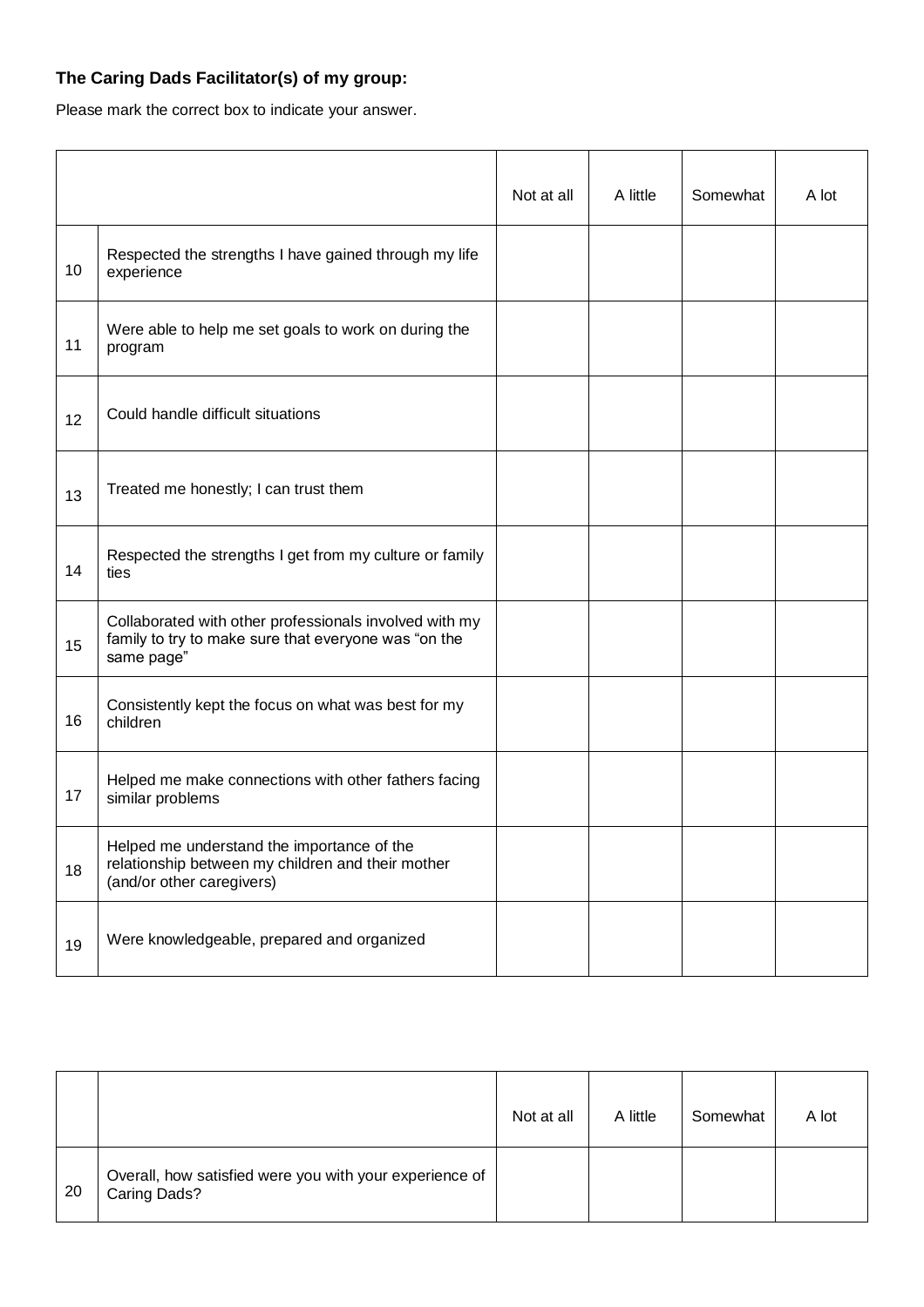**The Caring Dads Facilitator(s) of my group:**

Please mark the correct box to indicate your answer.

| | | Not at all | A little | Somewhat | A lot |
|---|---|---|---|---|---|
| 10 | Respected the strengths I have gained through my life experience | | | | |
| 11 | Were able to help me set goals to work on during the program | | | | |
| 12 | Could handle difficult situations | | | | |
| 13 | Treated me honestly; I can trust them | | | | |
| 14 | Respected the strengths I get from my culture or family ties | | | | |
| 15 | Collaborated with other professionals involved with my family to try to make sure that everyone was "on the same page" | | | | |
| 16 | Consistently kept the focus on what was best for my children | | | | |
| 17 | Helped me make connections with other fathers facing similar problems | | | | |
| 18 | Helped me understand the importance of the relationship between my children and their mother (and/or other caregivers) | | | | |
| 19 | Were knowledgeable, prepared and organized | | | | |

| | | Not at all | A little | Somewhat | A lot |
|---|---|---|---|---|---|
| 20 | Overall, how satisfied were you with your experience of Caring Dads? | | | | |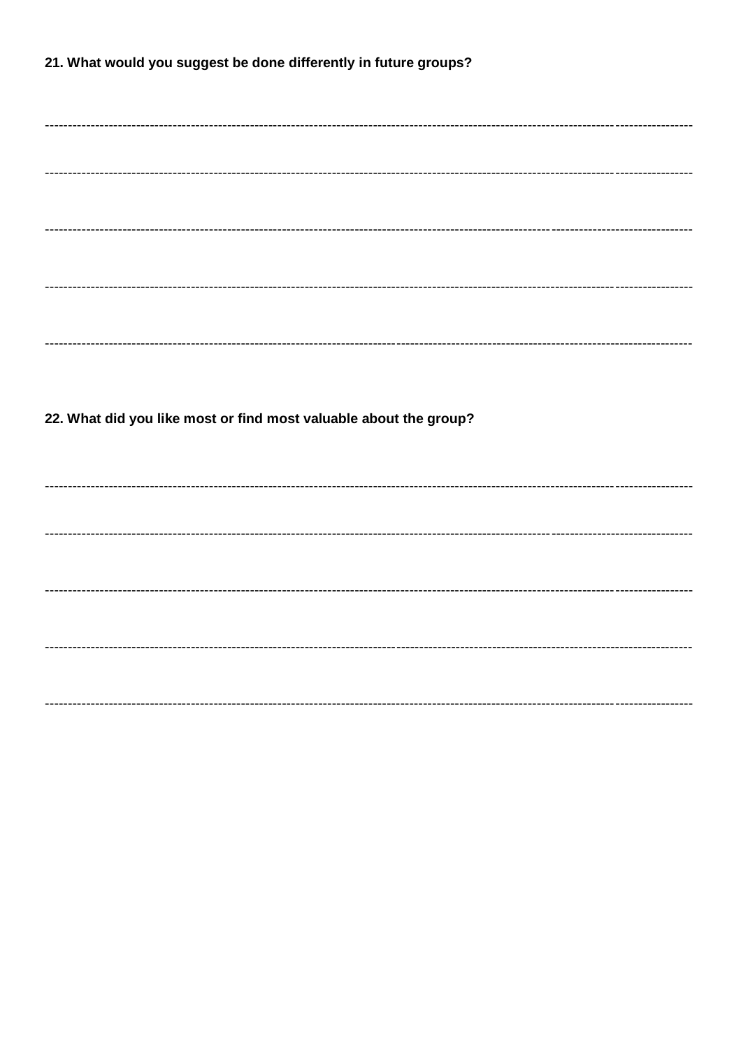**21. What would you suggest be done differently in future groups?**

---

---

---

---

---

**22. What did you like most or find most valuable about the group?**

---

---

---

---

---